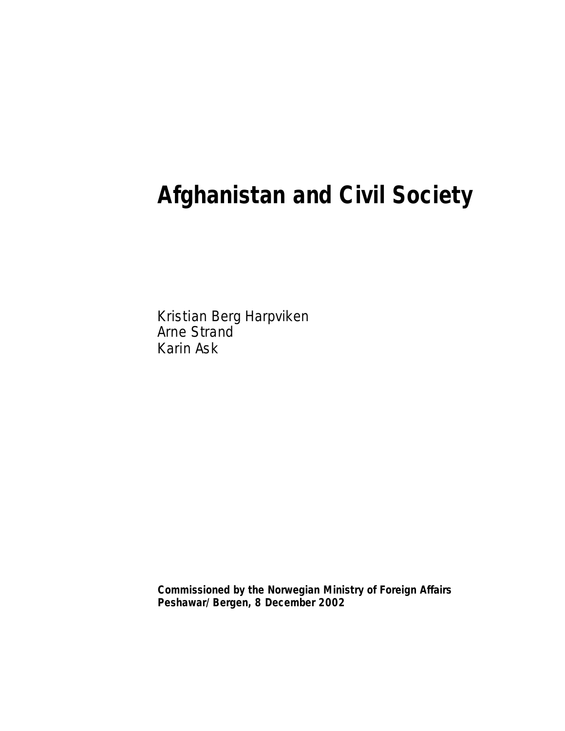# Afghanistan and Civil Society

Kristian Berg Harpviken
Arne Strand
Karin Ask

**Commissioned by the Norwegian Ministry of Foreign Affairs**
**Peshawar/Bergen, 8 December 2002**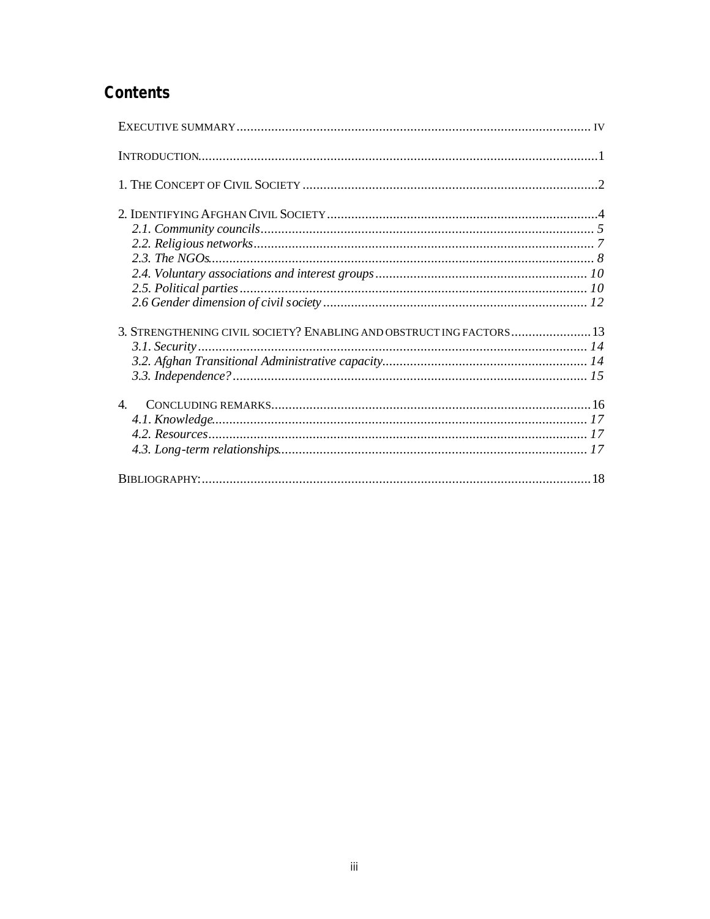# Contents

EXECUTIVE SUMMARY ..................................................................................................... IV

INTRODUCTION.................................................................................................................1

1. THE CONCEPT OF CIVIL SOCIETY ....................................................................................2

2. IDENTIFYING AFGHAN CIVIL SOCIETY.............................................................................4
   - *2.1. Community councils................................................................................................ 5*
   - *2.2. Religious networks.................................................................................................. 7*
   - *2.3. The NGOs.............................................................................................................. 8*
   - *2.4. Voluntary associations and interest groups ............................................................. 10*
   - *2.5. Political parties .................................................................................................... 10*
   - *2.6 Gender dimension of civil society ............................................................................ 12*

3. STRENGTHENING CIVIL SOCIETY? ENABLING AND OBSTRUCTING FACTORS.......................13
   - *3.1. Security ............................................................................................................... 14*
   - *3.2. Afghan Transitional Administrative capacity........................................................... 14*
   - *3.3. Independence?..................................................................................................... 15*

4. CONCLUDING REMARKS...........................................................................................16
   - *4.1. Knowledge........................................................................................................... 17*
   - *4.2. Resources............................................................................................................ 17*
   - *4.3. Long-term relationships........................................................................................ 17*

BIBLIOGRAPHY:...............................................................................................................18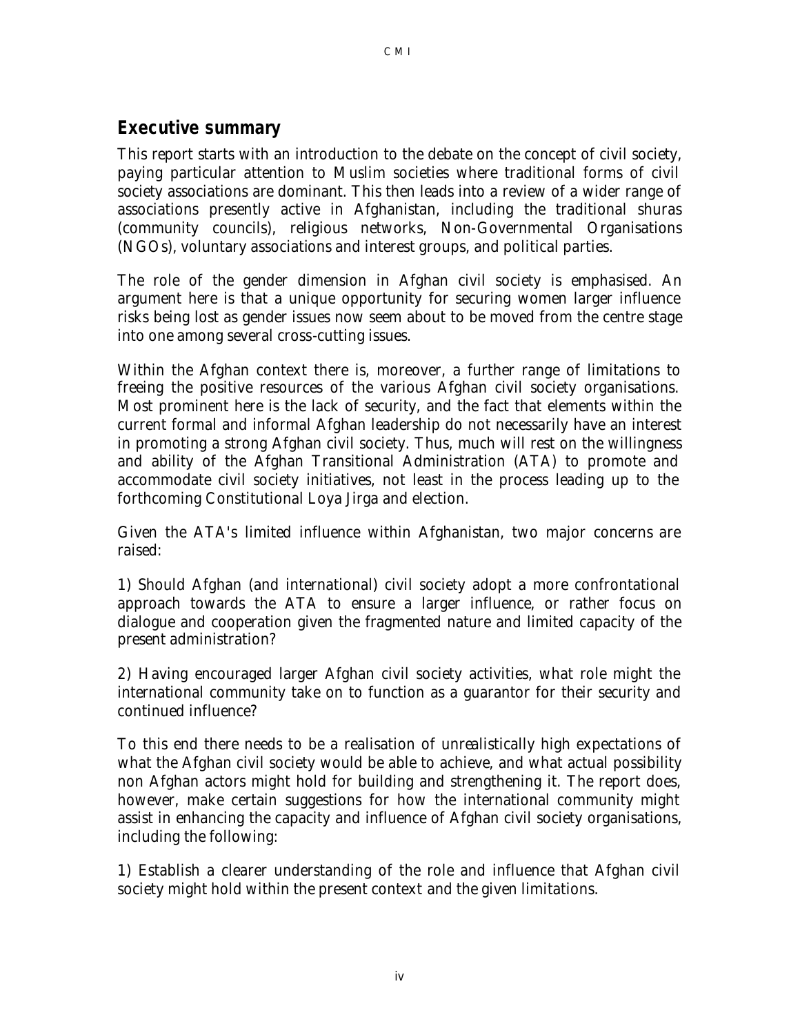## Executive summary

This report starts with an introduction to the debate on the concept of civil society, paying particular attention to Muslim societies where traditional forms of civil society associations are dominant. This then leads into a review of a wider range of associations presently active in Afghanistan, including the traditional shuras (community councils), religious networks, Non-Governmental Organisations (NGOs), voluntary associations and interest groups, and political parties.

The role of the gender dimension in Afghan civil society is emphasised. An argument here is that a unique opportunity for securing women larger influence risks being lost as gender issues now seem about to be moved from the centre stage into one among several cross-cutting issues.

Within the Afghan context there is, moreover, a further range of limitations to freeing the positive resources of the various Afghan civil society organisations. Most prominent here is the lack of security, and the fact that elements within the current formal and informal Afghan leadership do not necessarily have an interest in promoting a strong Afghan civil society. Thus, much will rest on the willingness and ability of the Afghan Transitional Administration (ATA) to promote and accommodate civil society initiatives, not least in the process leading up to the forthcoming Constitutional Loya Jirga and election.

Given the ATA's limited influence within Afghanistan, two major concerns are raised:

1) Should Afghan (and international) civil society adopt a more confrontational approach towards the ATA to ensure a larger influence, or rather focus on dialogue and cooperation given the fragmented nature and limited capacity of the present administration?

2) Having encouraged larger Afghan civil society activities, what role might the international community take on to function as a guarantor for their security and continued influence?

To this end there needs to be a realisation of unrealistically high expectations of what the Afghan civil society would be able to achieve, and what actual possibility non Afghan actors might hold for building and strengthening it. The report does, however, make certain suggestions for how the international community might assist in enhancing the capacity and influence of Afghan civil society organisations, including the following:

1) Establish a clearer understanding of the role and influence that Afghan civil society might hold within the present context and the given limitations.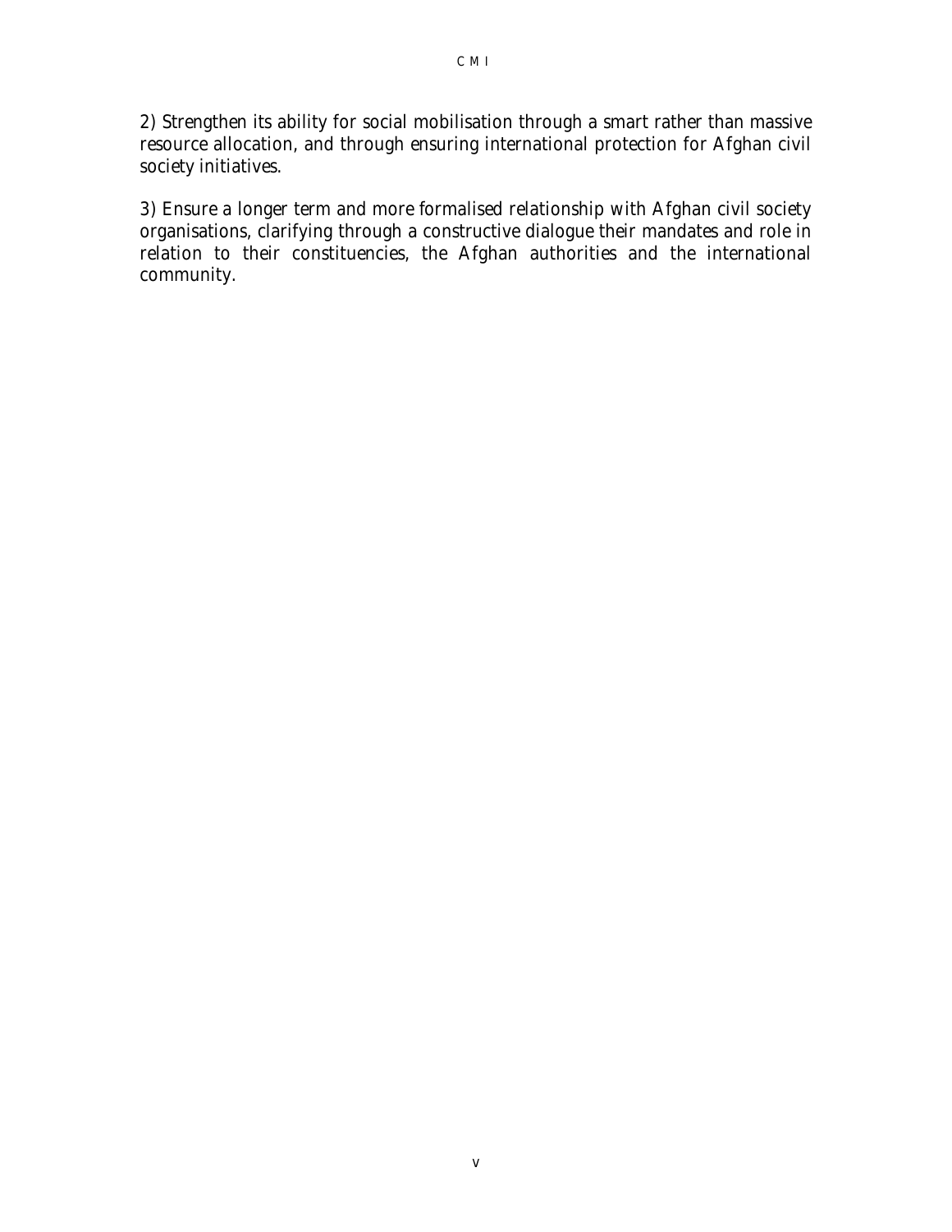2) Strengthen its ability for social mobilisation through a smart rather than massive resource allocation, and through ensuring international protection for Afghan civil society initiatives.

3) Ensure a longer term and more formalised relationship with Afghan civil society organisations, clarifying through a constructive dialogue their mandates and role in relation to their constituencies, the Afghan authorities and the international community.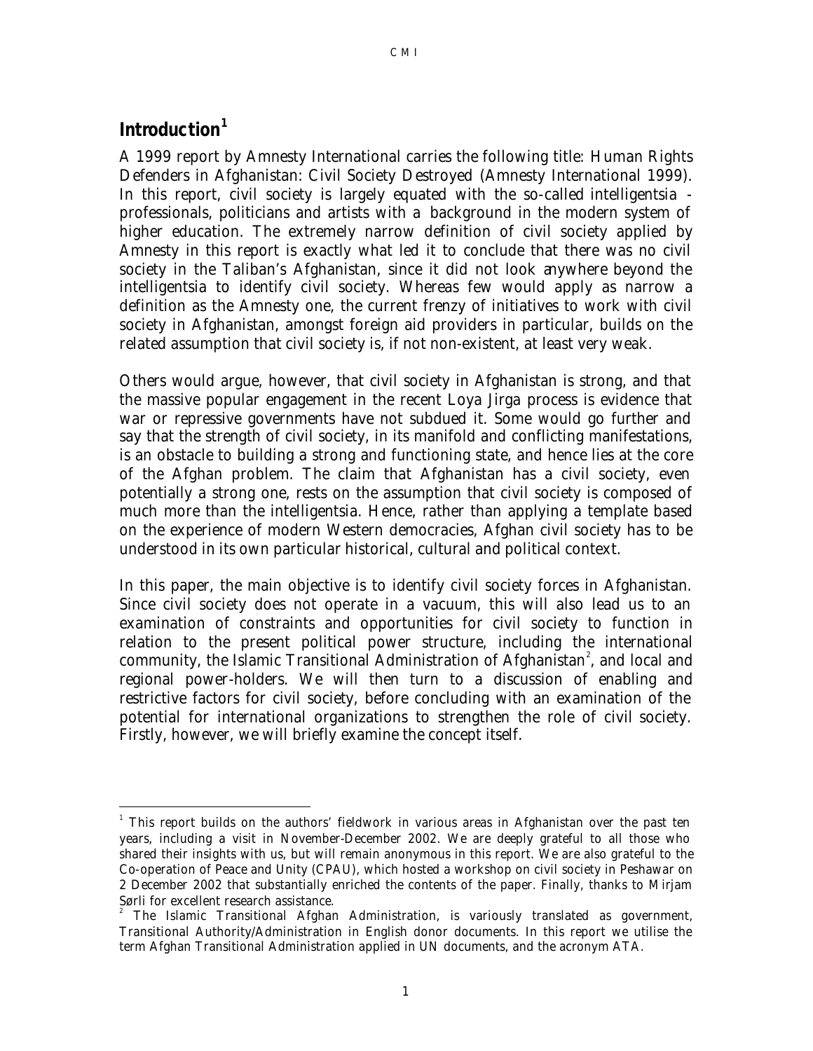## Introduction[1]

A 1999 report by Amnesty International carries the following title: Human Rights Defenders in Afghanistan: Civil Society Destroyed (Amnesty International 1999). In this report, civil society is largely equated with the so-called intelligentsia - professionals, politicians and artists with a background in the modern system of higher education. The extremely narrow definition of civil society applied by Amnesty in this report is exactly what led it to conclude that there was no civil society in the Taliban's Afghanistan, since it did not look anywhere beyond the intelligentsia to identify civil society. Whereas few would apply as narrow a definition as the Amnesty one, the current frenzy of initiatives to work with civil society in Afghanistan, amongst foreign aid providers in particular, builds on the related assumption that civil society is, if not non-existent, at least very weak.

Others would argue, however, that civil society in Afghanistan is strong, and that the massive popular engagement in the recent Loya Jirga process is evidence that war or repressive governments have not subdued it. Some would go further and say that the strength of civil society, in its manifold and conflicting manifestations, is an obstacle to building a strong and functioning state, and hence lies at the core of the Afghan problem. The claim that Afghanistan has a civil society, even potentially a strong one, rests on the assumption that civil society is composed of much more than the intelligentsia. Hence, rather than applying a template based on the experience of modern Western democracies, Afghan civil society has to be understood in its own particular historical, cultural and political context.

In this paper, the main objective is to identify civil society forces in Afghanistan. Since civil society does not operate in a vacuum, this will also lead us to an examination of constraints and opportunities for civil society to function in relation to the present political power structure, including the international community, the Islamic Transitional Administration of Afghanistan[2], and local and regional power-holders. We will then turn to a discussion of enabling and restrictive factors for civil society, before concluding with an examination of the potential for international organizations to strengthen the role of civil society. Firstly, however, we will briefly examine the concept itself.

---

[1] This report builds on the authors' fieldwork in various areas in Afghanistan over the past ten years, including a visit in November-December 2002. We are deeply grateful to all those who shared their insights with us, but will remain anonymous in this report. We are also grateful to the Co-operation of Peace and Unity (CPAU), which hosted a workshop on civil society in Peshawar on 2 December 2002 that substantially enriched the contents of the paper. Finally, thanks to Mirjam Sørli for excellent research assistance.

[2] The Islamic Transitional Afghan Administration, is variously translated as government, Transitional Authority/Administration in English donor documents. In this report we utilise the term Afghan Transitional Administration applied in UN documents, and the acronym ATA.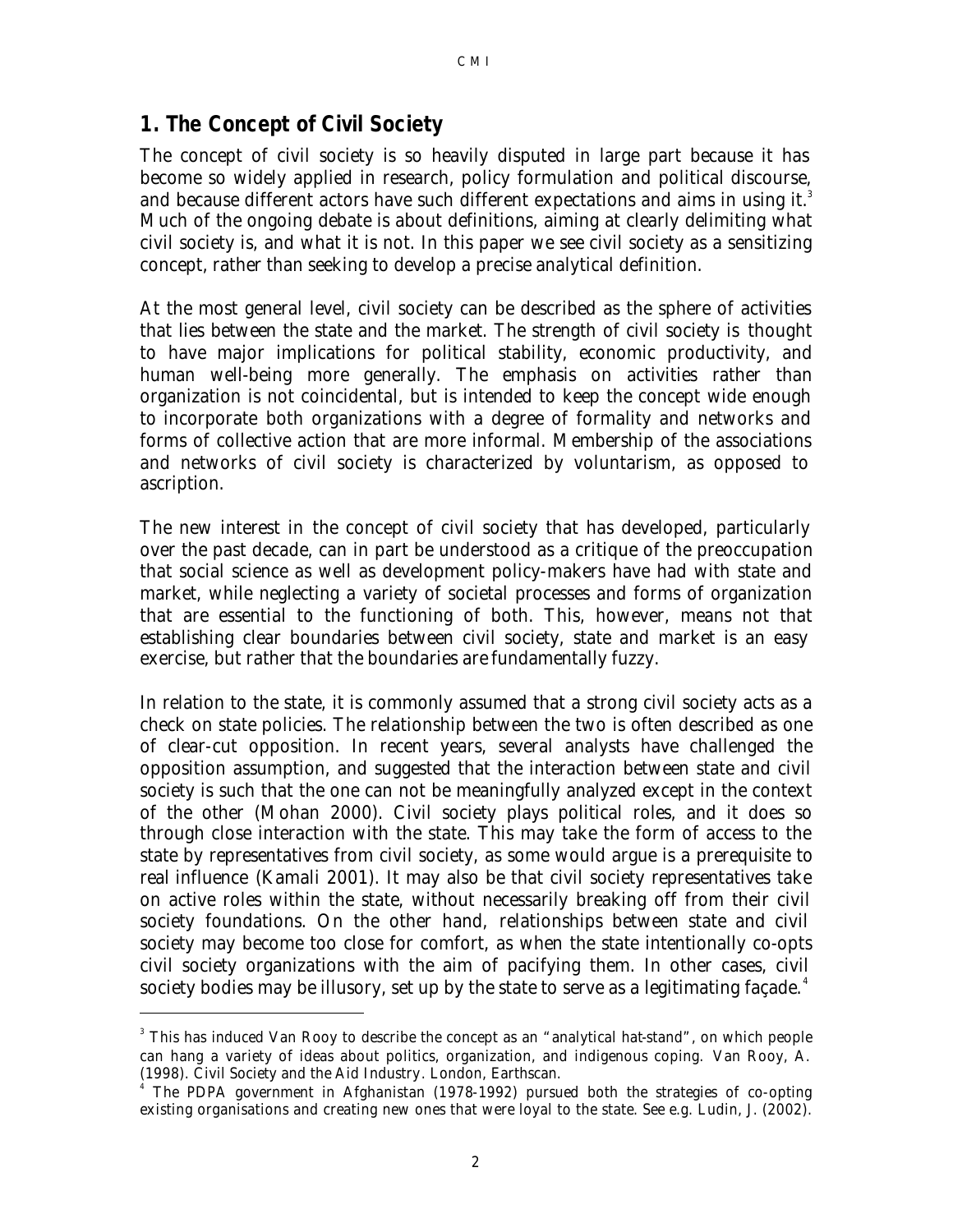## 1. The Concept of Civil Society

The concept of civil society is so heavily disputed in large part because it has become so widely applied in research, policy formulation and political discourse, and because different actors have such different expectations and aims in using it.[3] Much of the ongoing debate is about definitions, aiming at clearly delimiting what civil society is, and what it is not. In this paper we see civil society as a sensitizing concept, rather than seeking to develop a precise analytical definition.

At the most general level, civil society can be described as the sphere of activities that lies between the state and the market. The strength of civil society is thought to have major implications for political stability, economic productivity, and human well-being more generally. The emphasis on activities rather than organization is not coincidental, but is intended to keep the concept wide enough to incorporate both organizations with a degree of formality and networks and forms of collective action that are more informal. Membership of the associations and networks of civil society is characterized by voluntarism, as opposed to ascription.

The new interest in the concept of civil society that has developed, particularly over the past decade, can in part be understood as a critique of the preoccupation that social science as well as development policy-makers have had with state and market, while neglecting a variety of societal processes and forms of organization that are essential to the functioning of both. This, however, means not that establishing clear boundaries between civil society, state and market is an easy exercise, but rather that the boundaries are fundamentally fuzzy.

In relation to the state, it is commonly assumed that a strong civil society acts as a check on state policies. The relationship between the two is often described as one of clear-cut opposition. In recent years, several analysts have challenged the opposition assumption, and suggested that the interaction between state and civil society is such that the one can not be meaningfully analyzed except in the context of the other (Mohan 2000). Civil society plays political roles, and it does so through close interaction with the state. This may take the form of access to the state by representatives from civil society, as some would argue is a prerequisite to real influence (Kamali 2001). It may also be that civil society representatives take on active roles within the state, without necessarily breaking off from their civil society foundations. On the other hand, relationships between state and civil society may become too close for comfort, as when the state intentionally co-opts civil society organizations with the aim of pacifying them. In other cases, civil society bodies may be illusory, set up by the state to serve as a legitimating façade.[4]

---

[3] This has induced Van Rooy to describe the concept as an "analytical hat-stand", on which people can hang a variety of ideas about politics, organization, and indigenous coping. Van Rooy, A. (1998). Civil Society and the Aid Industry. London, Earthscan.

[4] The PDPA government in Afghanistan (1978-1992) pursued both the strategies of co-opting existing organisations and creating new ones that were loyal to the state. See e.g. Ludin, J. (2002).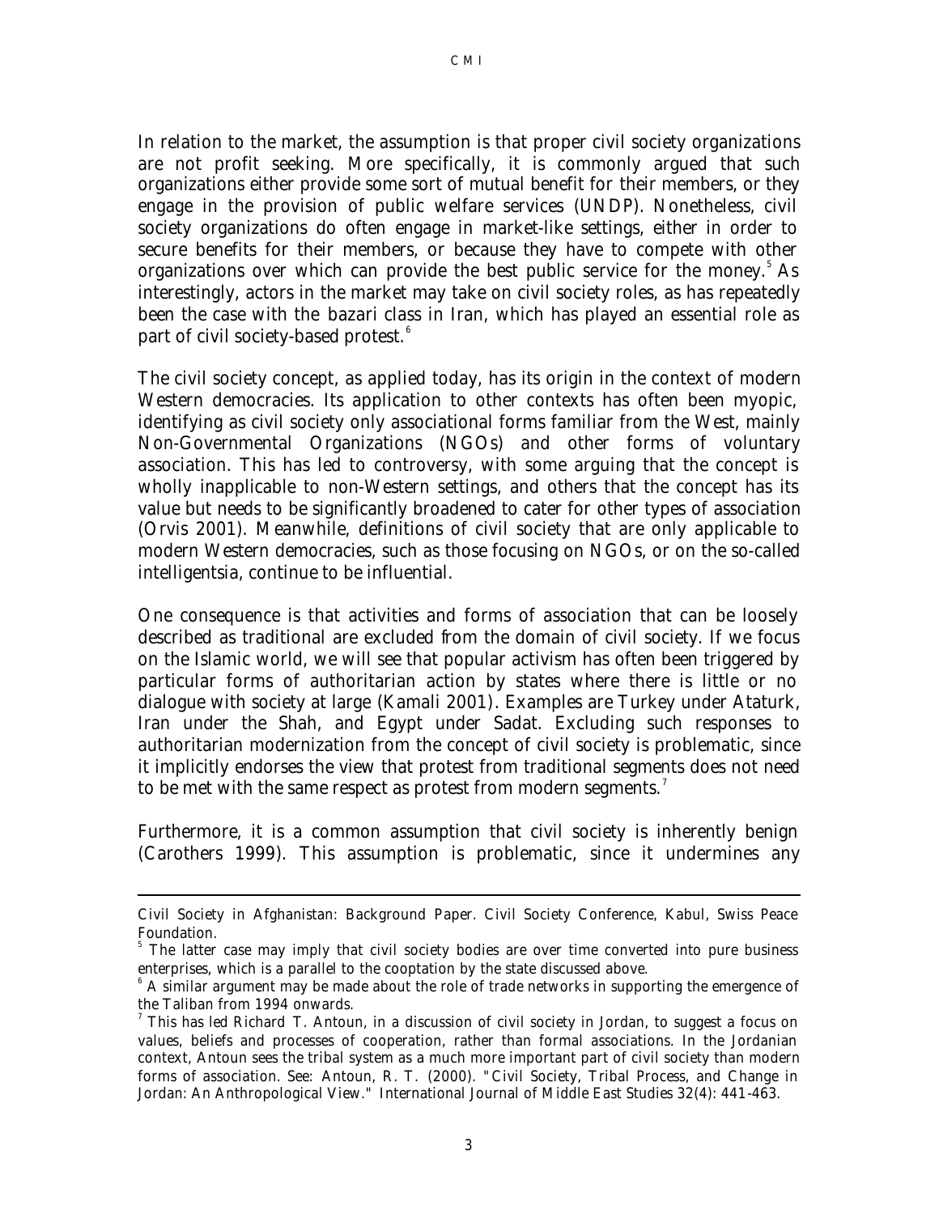In relation to the market, the assumption is that proper civil society organizations are not profit seeking. More specifically, it is commonly argued that such organizations either provide some sort of mutual benefit for their members, or they engage in the provision of public welfare services (UNDP). Nonetheless, civil society organizations do often engage in market-like settings, either in order to secure benefits for their members, or because they have to compete with other organizations over which can provide the best public service for the money.[5] As interestingly, actors in the market may take on civil society roles, as has repeatedly been the case with the bazari class in Iran, which has played an essential role as part of civil society-based protest.[6]

The civil society concept, as applied today, has its origin in the context of modern Western democracies. Its application to other contexts has often been myopic, identifying as civil society only associational forms familiar from the West, mainly Non-Governmental Organizations (NGOs) and other forms of voluntary association. This has led to controversy, with some arguing that the concept is wholly inapplicable to non-Western settings, and others that the concept has its value but needs to be significantly broadened to cater for other types of association (Orvis 2001). Meanwhile, definitions of civil society that are only applicable to modern Western democracies, such as those focusing on NGOs, or on the so-called intelligentsia, continue to be influential.

One consequence is that activities and forms of association that can be loosely described as traditional are excluded from the domain of civil society. If we focus on the Islamic world, we will see that popular activism has often been triggered by particular forms of authoritarian action by states where there is little or no dialogue with society at large (Kamali 2001). Examples are Turkey under Ataturk, Iran under the Shah, and Egypt under Sadat. Excluding such responses to authoritarian modernization from the concept of civil society is problematic, since it implicitly endorses the view that protest from traditional segments does not need to be met with the same respect as protest from modern segments.[7]

Furthermore, it is a common assumption that civil society is inherently benign (Carothers 1999). This assumption is problematic, since it undermines any

---

Civil Society in Afghanistan: Background Paper. Civil Society Conference, Kabul, Swiss Peace Foundation.

[5] The latter case may imply that civil society bodies are over time converted into pure business enterprises, which is a parallel to the cooptation by the state discussed above.

[6] A similar argument may be made about the role of trade networks in supporting the emergence of the Taliban from 1994 onwards.

[7] This has led Richard T. Antoun, in a discussion of civil society in Jordan, to suggest a focus on values, beliefs and processes of cooperation, rather than formal associations. In the Jordanian context, Antoun sees the tribal system as a much more important part of civil society than modern forms of association. See: Antoun, R. T. (2000). "Civil Society, Tribal Process, and Change in Jordan: An Anthropological View." International Journal of Middle East Studies 32(4): 441-463.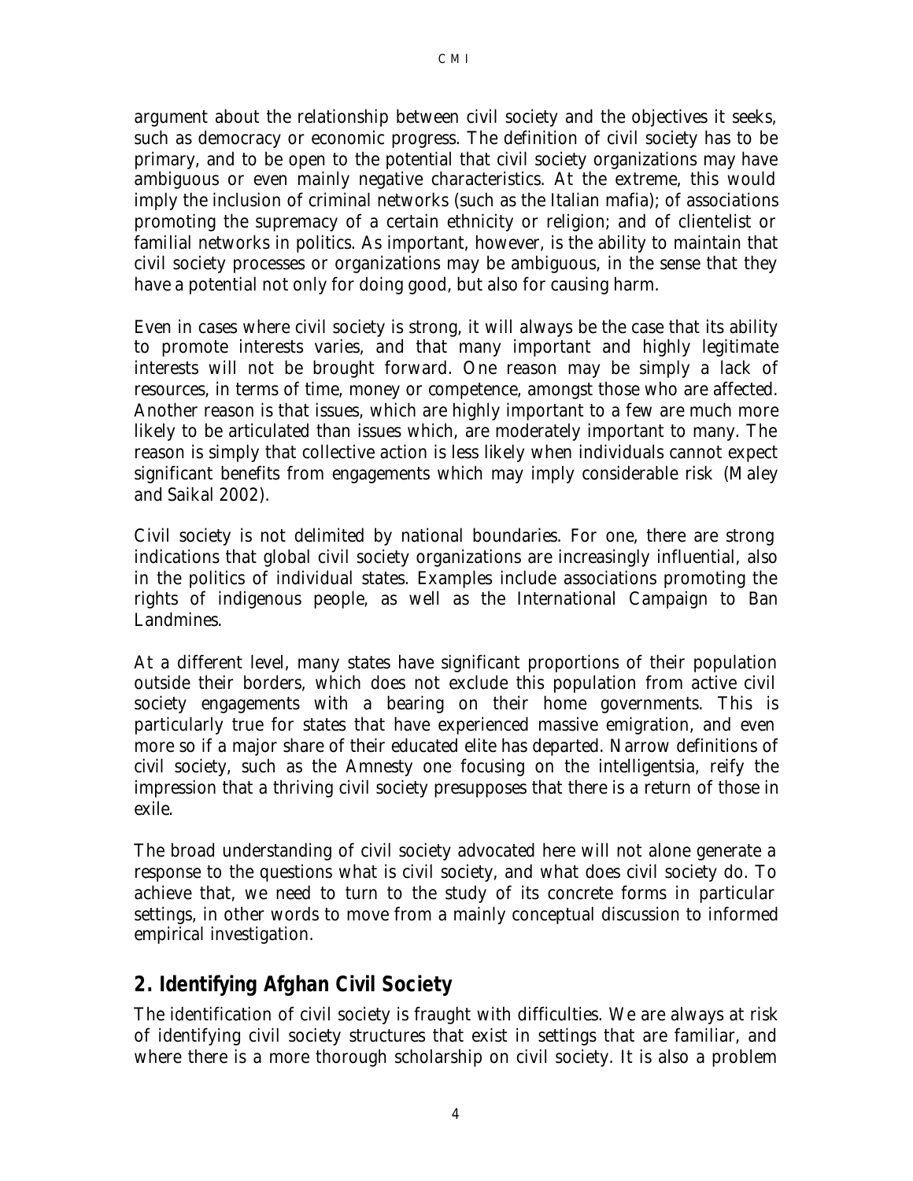argument about the relationship between civil society and the objectives it seeks, such as democracy or economic progress. The definition of civil society has to be primary, and to be open to the potential that civil society organizations may have ambiguous or even mainly negative characteristics. At the extreme, this would imply the inclusion of criminal networks (such as the Italian mafia); of associations promoting the supremacy of a certain ethnicity or religion; and of clientelist or familial networks in politics. As important, however, is the ability to maintain that civil society processes or organizations may be ambiguous, in the sense that they have a potential not only for doing good, but also for causing harm.

Even in cases where civil society is strong, it will always be the case that its ability to promote interests varies, and that many important and highly legitimate interests will not be brought forward. One reason may be simply a lack of resources, in terms of time, money or competence, amongst those who are affected. Another reason is that issues, which are highly important to a few are much more likely to be articulated than issues which, are moderately important to many. The reason is simply that collective action is less likely when individuals cannot expect significant benefits from engagements which may imply considerable risk (Maley and Saikal 2002).

Civil society is not delimited by national boundaries. For one, there are strong indications that global civil society organizations are increasingly influential, also in the politics of individual states. Examples include associations promoting the rights of indigenous people, as well as the International Campaign to Ban Landmines.

At a different level, many states have significant proportions of their population outside their borders, which does not exclude this population from active civil society engagements with a bearing on their home governments. This is particularly true for states that have experienced massive emigration, and even more so if a major share of their educated elite has departed. Narrow definitions of civil society, such as the Amnesty one focusing on the intelligentsia, reify the impression that a thriving civil society presupposes that there is a return of those in exile.

The broad understanding of civil society advocated here will not alone generate a response to the questions what is civil society, and what does civil society do. To achieve that, we need to turn to the study of its concrete forms in particular settings, in other words to move from a mainly conceptual discussion to informed empirical investigation.

## 2. Identifying Afghan Civil Society

The identification of civil society is fraught with difficulties. We are always at risk of identifying civil society structures that exist in settings that are familiar, and where there is a more thorough scholarship on civil society. It is also a problem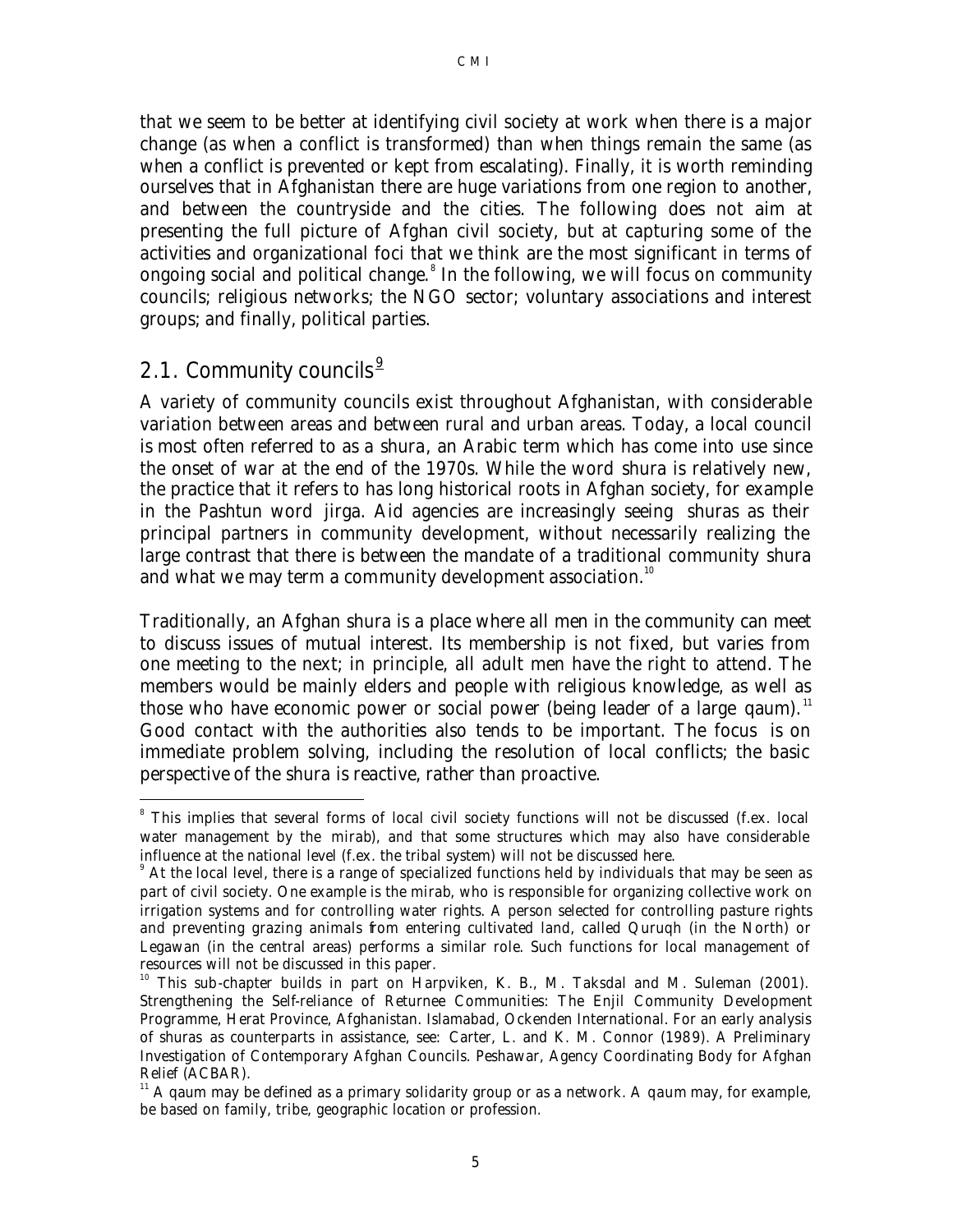that we seem to be better at identifying civil society at work when there is a major change (as when a conflict is transformed) than when things remain the same (as when a conflict is prevented or kept from escalating). Finally, it is worth reminding ourselves that in Afghanistan there are huge variations from one region to another, and between the countryside and the cities. The following does not aim at presenting the full picture of Afghan civil society, but at capturing some of the activities and organizational foci that we think are the most significant in terms of ongoing social and political change.[8] In the following, we will focus on community councils; religious networks; the NGO sector; voluntary associations and interest groups; and finally, political parties.

## 2.1. Community councils[9]

A variety of community councils exist throughout Afghanistan, with considerable variation between areas and between rural and urban areas. Today, a local council is most often referred to as a *shura*, an Arabic term which has come into use since the onset of war at the end of the 1970s. While the word *shura* is relatively new, the practice that it refers to has long historical roots in Afghan society, for example in the Pashtun word *jirga*. Aid agencies are increasingly seeing *shuras* as their principal partners in community development, without necessarily realizing the large contrast that there is between the mandate of a traditional community *shura* and what we may term a community development association.[10]

Traditionally, an Afghan *shura* is a place where all men in the community can meet to discuss issues of mutual interest. Its membership is not fixed, but varies from one meeting to the next; in principle, all adult men have the right to attend. The members would be mainly elders and people with religious knowledge, as well as those who have economic power or social power (being leader of a large *qaum*).[11] Good contact with the authorities also tends to be important. The focus is on immediate problem solving, including the resolution of local conflicts; the basic perspective of the *shura* is reactive, rather than proactive.

---

[8] This implies that several forms of local civil society functions will not be discussed (f.ex. local water management by the *mirab*), and that some structures which may also have considerable influence at the national level (f.ex. the tribal system) will not be discussed here.

[9] At the local level, there is a range of specialized functions held by individuals that may be seen as part of civil society. One example is the *mirab*, who is responsible for organizing collective work on irrigation systems and for controlling water rights. A person selected for controlling pasture rights and preventing grazing animals from entering cultivated land, called *Quruqh* (in the North) or *Legawan* (in the central areas) performs a similar role. Such functions for local management of resources will not be discussed in this paper.

[10] This sub-chapter builds in part on Harpviken, K. B., M. Taksdal and M. Suleman (2001). Strengthening the Self-reliance of Returnee Communities: The Enjil Community Development Programme, Herat Province, Afghanistan. Islamabad, Ockenden International. For an early analysis of *shuras* as counterparts in assistance, see: Carter, L. and K. M. Connor (1989). A Preliminary Investigation of Contemporary Afghan Councils. Peshawar, Agency Coordinating Body for Afghan Relief (ACBAR).

[11] A *qaum* may be defined as a primary solidarity group or as a network. A *qaum* may, for example, be based on family, tribe, geographic location or profession.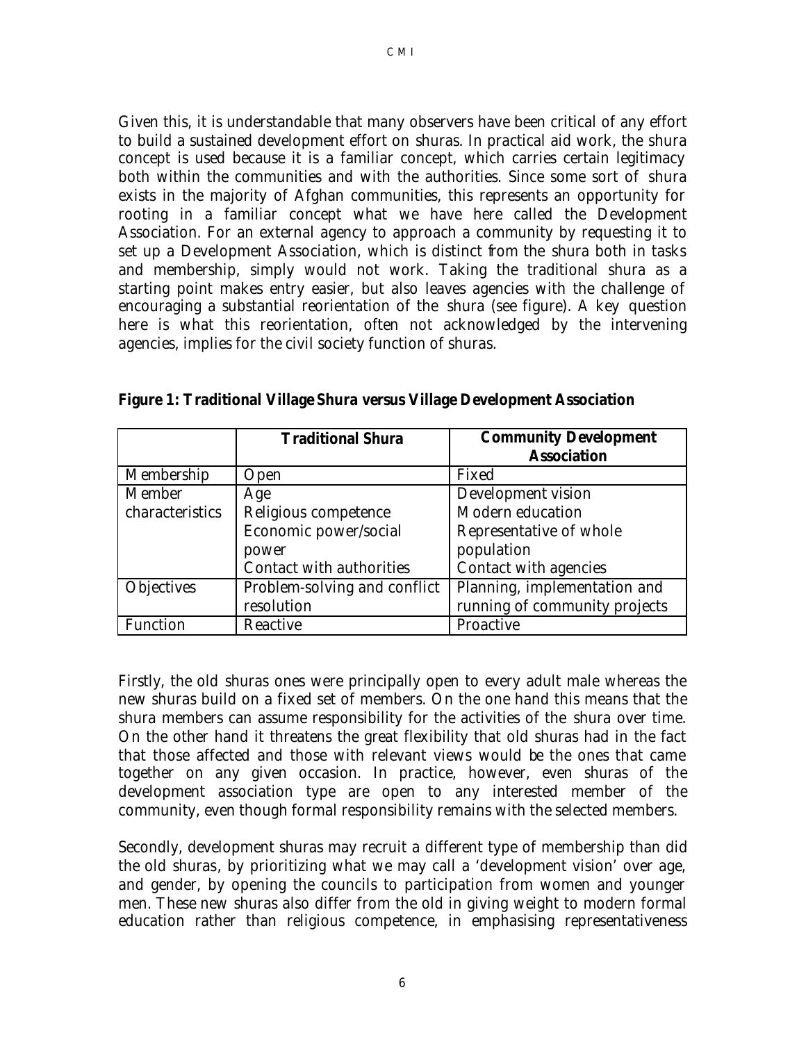Given this, it is understandable that many observers have been critical of any effort to build a sustained development effort on shuras. In practical aid work, the shura concept is used because it is a familiar concept, which carries certain legitimacy both within the communities and with the authorities. Since some sort of shura exists in the majority of Afghan communities, this represents an opportunity for rooting in a familiar concept what we have here called the Development Association. For an external agency to approach a community by requesting it to set up a Development Association, which is distinct from the shura both in tasks and membership, simply would not work. Taking the traditional shura as a starting point makes entry easier, but also leaves agencies with the challenge of encouraging a substantial reorientation of the shura (see figure). A key question here is what this reorientation, often not acknowledged by the intervening agencies, implies for the civil society function of shuras.

**Figure 1: Traditional Village Shura versus Village Development Association**

| | **Traditional Shura** | **Community Development Association** |
|---|---|---|
| Membership | Open | Fixed |
| Member characteristics | Age<br>Religious competence<br>Economic power/social power<br>Contact with authorities | Development vision<br>Modern education<br>Representative of whole population<br>Contact with agencies |
| Objectives | Problem-solving and conflict resolution | Planning, implementation and running of community projects |
| Function | Reactive | Proactive |

Firstly, the old shuras ones were principally open to every adult male whereas the new shuras build on a fixed set of members. On the one hand this means that the shura members can assume responsibility for the activities of the shura over time. On the other hand it threatens the great flexibility that old shuras had in the fact that those affected and those with relevant views would be the ones that came together on any given occasion. In practice, however, even shuras of the development association type are open to any interested member of the community, even though formal responsibility remains with the selected members.

Secondly, development shuras may recruit a different type of membership than did the old shuras, by prioritizing what we may call a 'development vision' over age, and gender, by opening the councils to participation from women and younger men. These new shuras also differ from the old in giving weight to modern formal education rather than religious competence, in emphasising representativeness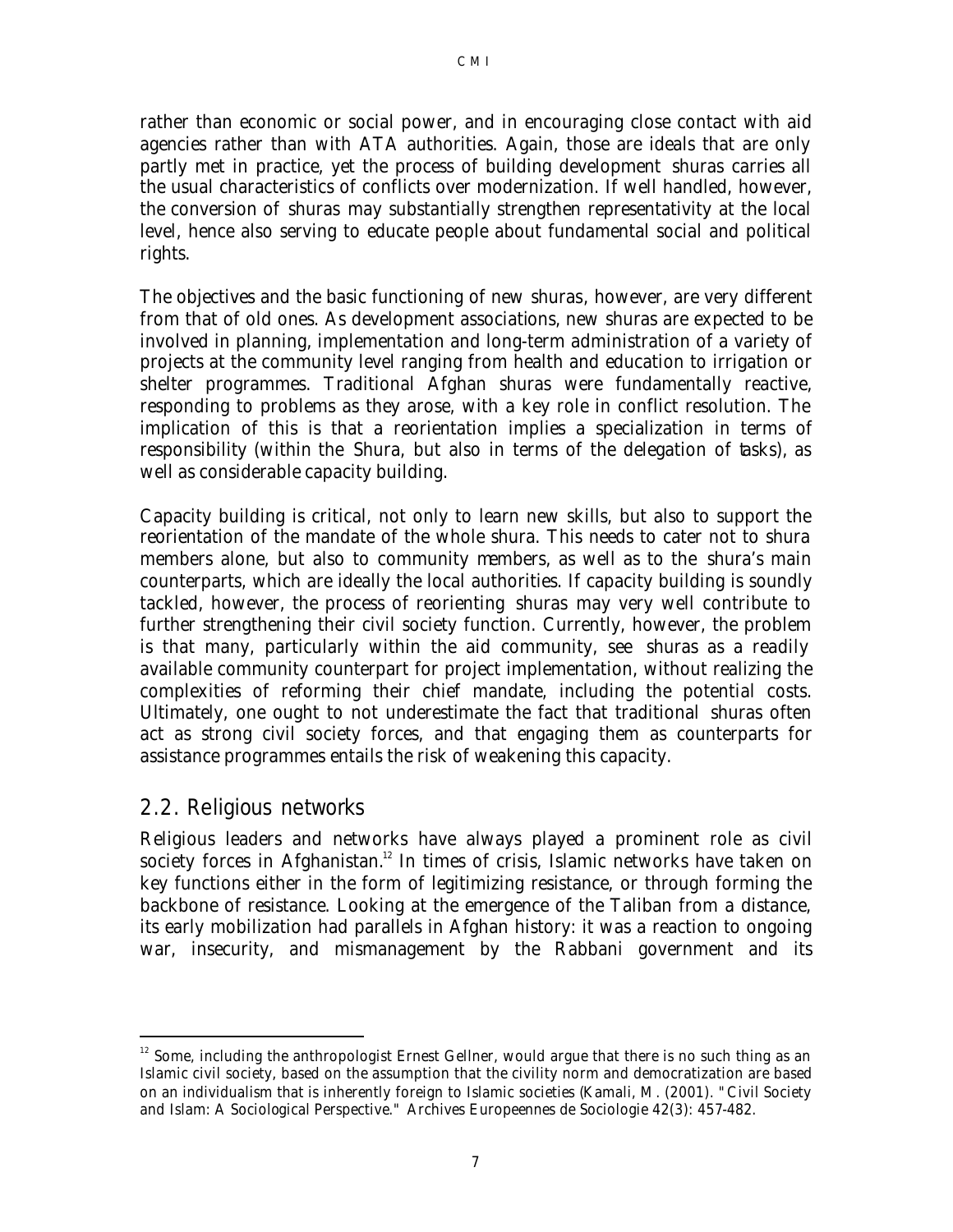rather than economic or social power, and in encouraging close contact with aid agencies rather than with ATA authorities. Again, those are ideals that are only partly met in practice, yet the process of building development shuras carries all the usual characteristics of conflicts over modernization. If well handled, however, the conversion of shuras may substantially strengthen representativity at the local level, hence also serving to educate people about fundamental social and political rights.

The objectives and the basic functioning of new shuras, however, are very different from that of old ones. As development associations, new shuras are expected to be involved in planning, implementation and long-term administration of a variety of projects at the community level ranging from health and education to irrigation or shelter programmes. Traditional Afghan shuras were fundamentally reactive, responding to problems as they arose, with a key role in conflict resolution. The implication of this is that a reorientation implies a specialization in terms of responsibility (within the Shura, but also in terms of the delegation of tasks), as well as considerable capacity building.

Capacity building is critical, not only to learn new skills, but also to support the reorientation of the mandate of the whole shura. This needs to cater not to shura members alone, but also to community members, as well as to the shura's main counterparts, which are ideally the local authorities. If capacity building is soundly tackled, however, the process of reorienting shuras may very well contribute to further strengthening their civil society function. Currently, however, the problem is that many, particularly within the aid community, see shuras as a readily available community counterpart for project implementation, without realizing the complexities of reforming their chief mandate, including the potential costs. Ultimately, one ought to not underestimate the fact that traditional shuras often act as strong civil society forces, and that engaging them as counterparts for assistance programmes entails the risk of weakening this capacity.

## 2.2. Religious networks

Religious leaders and networks have always played a prominent role as civil society forces in Afghanistan.[12] In times of crisis, Islamic networks have taken on key functions either in the form of legitimizing resistance, or through forming the backbone of resistance. Looking at the emergence of the Taliban from a distance, its early mobilization had parallels in Afghan history: it was a reaction to ongoing war, insecurity, and mismanagement by the Rabbani government and its

[12] Some, including the anthropologist Ernest Gellner, would argue that there is no such thing as an Islamic civil society, based on the assumption that the civility norm and democratization are based on an individualism that is inherently foreign to Islamic societies (Kamali, M. (2001). "Civil Society and Islam: A Sociological Perspective." Archives Europeennes de Sociologie 42(3): 457-482.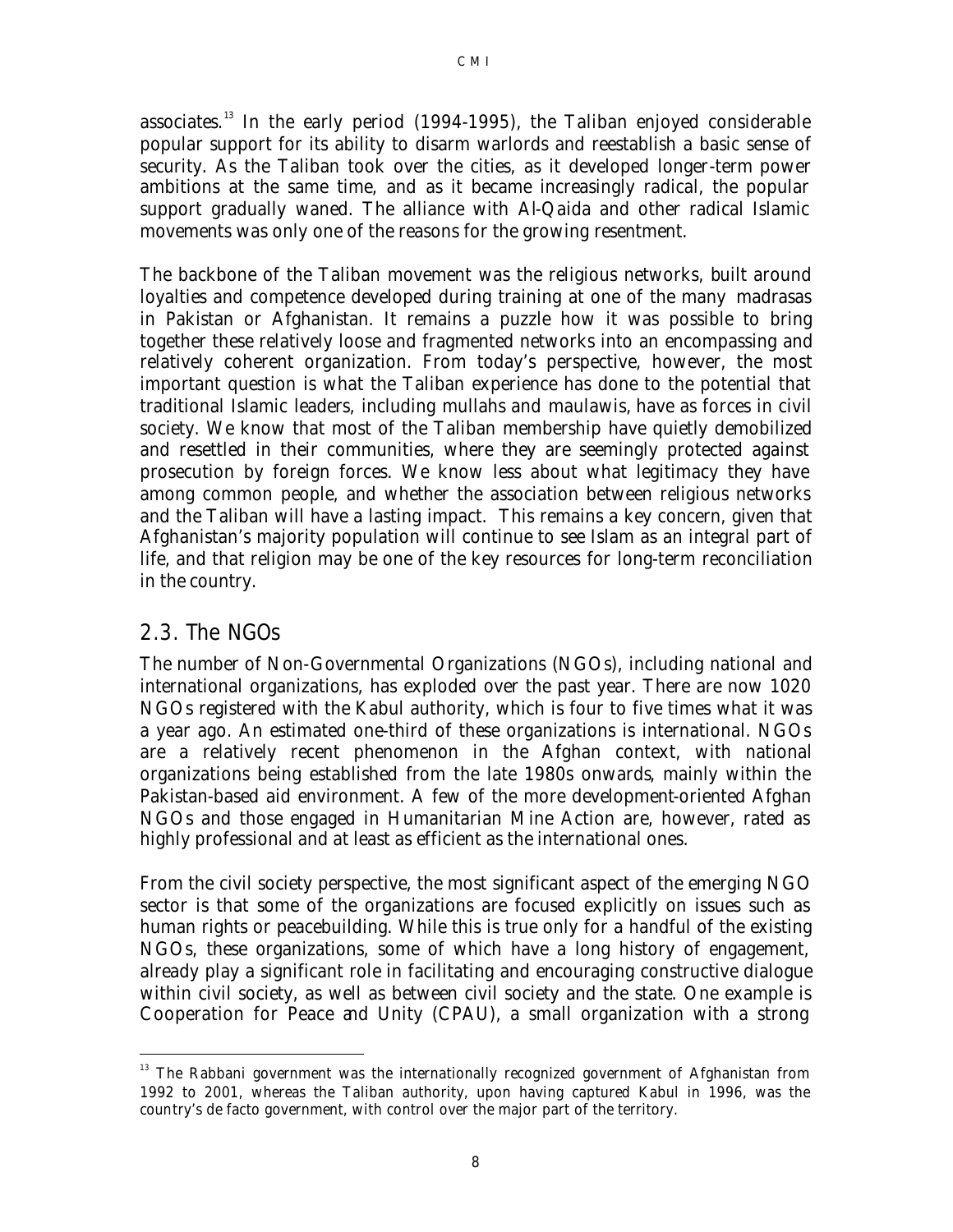associates.[13] In the early period (1994-1995), the Taliban enjoyed considerable popular support for its ability to disarm warlords and reestablish a basic sense of security. As the Taliban took over the cities, as it developed longer-term power ambitions at the same time, and as it became increasingly radical, the popular support gradually waned. The alliance with Al-Qaida and other radical Islamic movements was only one of the reasons for the growing resentment.

The backbone of the Taliban movement was the religious networks, built around loyalties and competence developed during training at one of the many madrasas in Pakistan or Afghanistan. It remains a puzzle how it was possible to bring together these relatively loose and fragmented networks into an encompassing and relatively coherent organization. From today's perspective, however, the most important question is what the Taliban experience has done to the potential that traditional Islamic leaders, including mullahs and maulawis, have as forces in civil society. We know that most of the Taliban membership have quietly demobilized and resettled in their communities, where they are seemingly protected against prosecution by foreign forces. We know less about what legitimacy they have among common people, and whether the association between religious networks and the Taliban will have a lasting impact. This remains a key concern, given that Afghanistan's majority population will continue to see Islam as an integral part of life, and that religion may be one of the key resources for long-term reconciliation in the country.

## 2.3. The NGOs

The number of Non-Governmental Organizations (NGOs), including national and international organizations, has exploded over the past year. There are now 1020 NGOs registered with the Kabul authority, which is four to five times what it was a year ago. An estimated one-third of these organizations is international. NGOs are a relatively recent phenomenon in the Afghan context, with national organizations being established from the late 1980s onwards, mainly within the Pakistan-based aid environment. A few of the more development-oriented Afghan NGOs and those engaged in Humanitarian Mine Action are, however, rated as highly professional and at least as efficient as the international ones.

From the civil society perspective, the most significant aspect of the emerging NGO sector is that some of the organizations are focused explicitly on issues such as human rights or peacebuilding. While this is true only for a handful of the existing NGOs, these organizations, some of which have a long history of engagement, already play a significant role in facilitating and encouraging constructive dialogue within civil society, as well as between civil society and the state. One example is Cooperation for Peace and Unity (CPAU), a small organization with a strong

[13] The Rabbani government was the internationally recognized government of Afghanistan from 1992 to 2001, whereas the Taliban authority, upon having captured Kabul in 1996, was the country's de facto government, with control over the major part of the territory.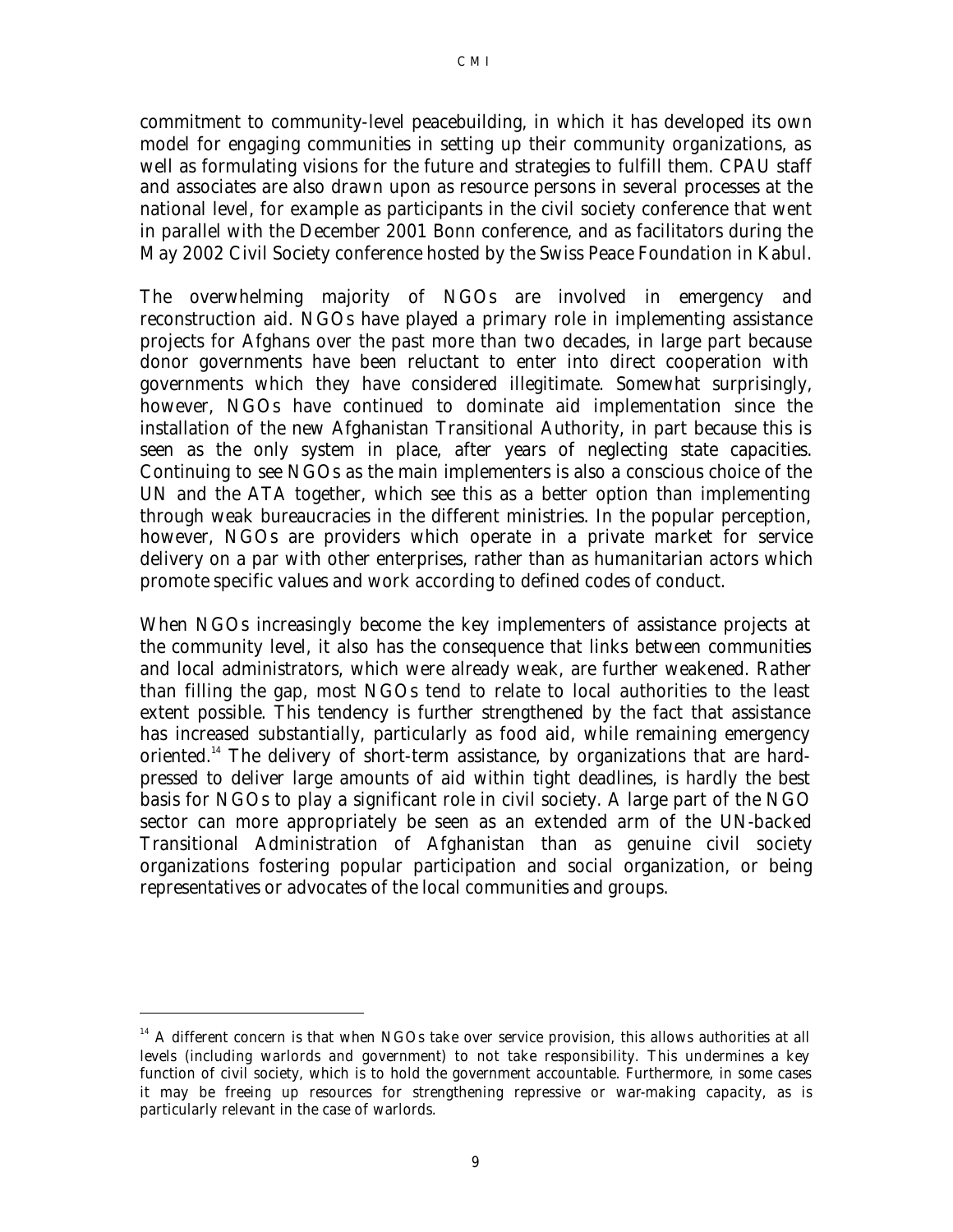commitment to community-level peacebuilding, in which it has developed its own model for engaging communities in setting up their community organizations, as well as formulating visions for the future and strategies to fulfill them. CPAU staff and associates are also drawn upon as resource persons in several processes at the national level, for example as participants in the civil society conference that went in parallel with the December 2001 Bonn conference, and as facilitators during the May 2002 Civil Society conference hosted by the Swiss Peace Foundation in Kabul.

The overwhelming majority of NGOs are involved in emergency and reconstruction aid. NGOs have played a primary role in implementing assistance projects for Afghans over the past more than two decades, in large part because donor governments have been reluctant to enter into direct cooperation with governments which they have considered illegitimate. Somewhat surprisingly, however, NGOs have continued to dominate aid implementation since the installation of the new Afghanistan Transitional Authority, in part because this is seen as the only system in place, after years of neglecting state capacities. Continuing to see NGOs as the main implementers is also a conscious choice of the UN and the ATA together, which see this as a better option than implementing through weak bureaucracies in the different ministries. In the popular perception, however, NGOs are providers which operate in a private market for service delivery on a par with other enterprises, rather than as humanitarian actors which promote specific values and work according to defined codes of conduct.

When NGOs increasingly become the key implementers of assistance projects at the community level, it also has the consequence that links between communities and local administrators, which were already weak, are further weakened. Rather than filling the gap, most NGOs tend to relate to local authorities to the least extent possible. This tendency is further strengthened by the fact that assistance has increased substantially, particularly as food aid, while remaining emergency oriented.[14] The delivery of short-term assistance, by organizations that are hard-pressed to deliver large amounts of aid within tight deadlines, is hardly the best basis for NGOs to play a significant role in civil society. A large part of the NGO sector can more appropriately be seen as an extended arm of the UN-backed Transitional Administration of Afghanistan than as genuine civil society organizations fostering popular participation and social organization, or being representatives or advocates of the local communities and groups.

[14] A different concern is that when NGOs take over service provision, this allows authorities at all levels (including warlords and government) to not take responsibility. This undermines a key function of civil society, which is to hold the government accountable. Furthermore, in some cases it may be freeing up resources for strengthening repressive or war-making capacity, as is particularly relevant in the case of warlords.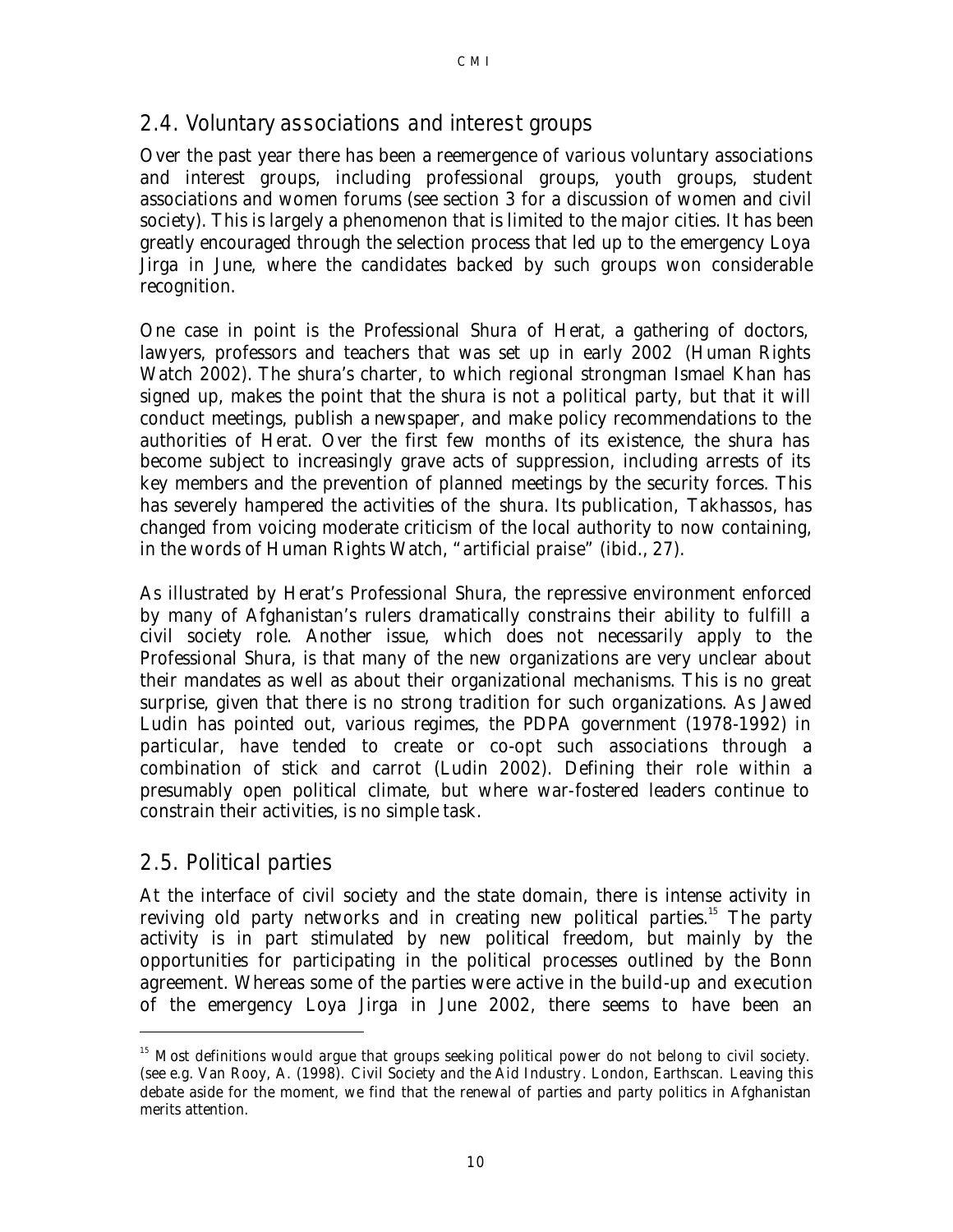## 2.4. Voluntary associations and interest groups

Over the past year there has been a reemergence of various voluntary associations and interest groups, including professional groups, youth groups, student associations and women forums (see section 3 for a discussion of women and civil society). This is largely a phenomenon that is limited to the major cities. It has been greatly encouraged through the selection process that led up to the emergency Loya Jirga in June, where the candidates backed by such groups won considerable recognition.

One case in point is the Professional Shura of Herat, a gathering of doctors, lawyers, professors and teachers that was set up in early 2002 (Human Rights Watch 2002). The shura's charter, to which regional strongman Ismael Khan has signed up, makes the point that the shura is not a political party, but that it will conduct meetings, publish a newspaper, and make policy recommendations to the authorities of Herat. Over the first few months of its existence, the shura has become subject to increasingly grave acts of suppression, including arrests of its key members and the prevention of planned meetings by the security forces. This has severely hampered the activities of the shura. Its publication, Takhassos, has changed from voicing moderate criticism of the local authority to now containing, in the words of Human Rights Watch, "artificial praise" (ibid., 27).

As illustrated by Herat's Professional Shura, the repressive environment enforced by many of Afghanistan's rulers dramatically constrains their ability to fulfill a civil society role. Another issue, which does not necessarily apply to the Professional Shura, is that many of the new organizations are very unclear about their mandates as well as about their organizational mechanisms. This is no great surprise, given that there is no strong tradition for such organizations. As Jawed Ludin has pointed out, various regimes, the PDPA government (1978-1992) in particular, have tended to create or co-opt such associations through a combination of stick and carrot (Ludin 2002). Defining their role within a presumably open political climate, but where war-fostered leaders continue to constrain their activities, is no simple task.

## 2.5. Political parties

At the interface of civil society and the state domain, there is intense activity in reviving old party networks and in creating new political parties.[15] The party activity is in part stimulated by new political freedom, but mainly by the opportunities for participating in the political processes outlined by the Bonn agreement. Whereas some of the parties were active in the build-up and execution of the emergency Loya Jirga in June 2002, there seems to have been an

[15] Most definitions would argue that groups seeking political power do not belong to civil society. (see e.g. Van Rooy, A. (1998). *Civil Society and the Aid Industry*. London, Earthscan. Leaving this debate aside for the moment, we find that the renewal of parties and party politics in Afghanistan merits attention.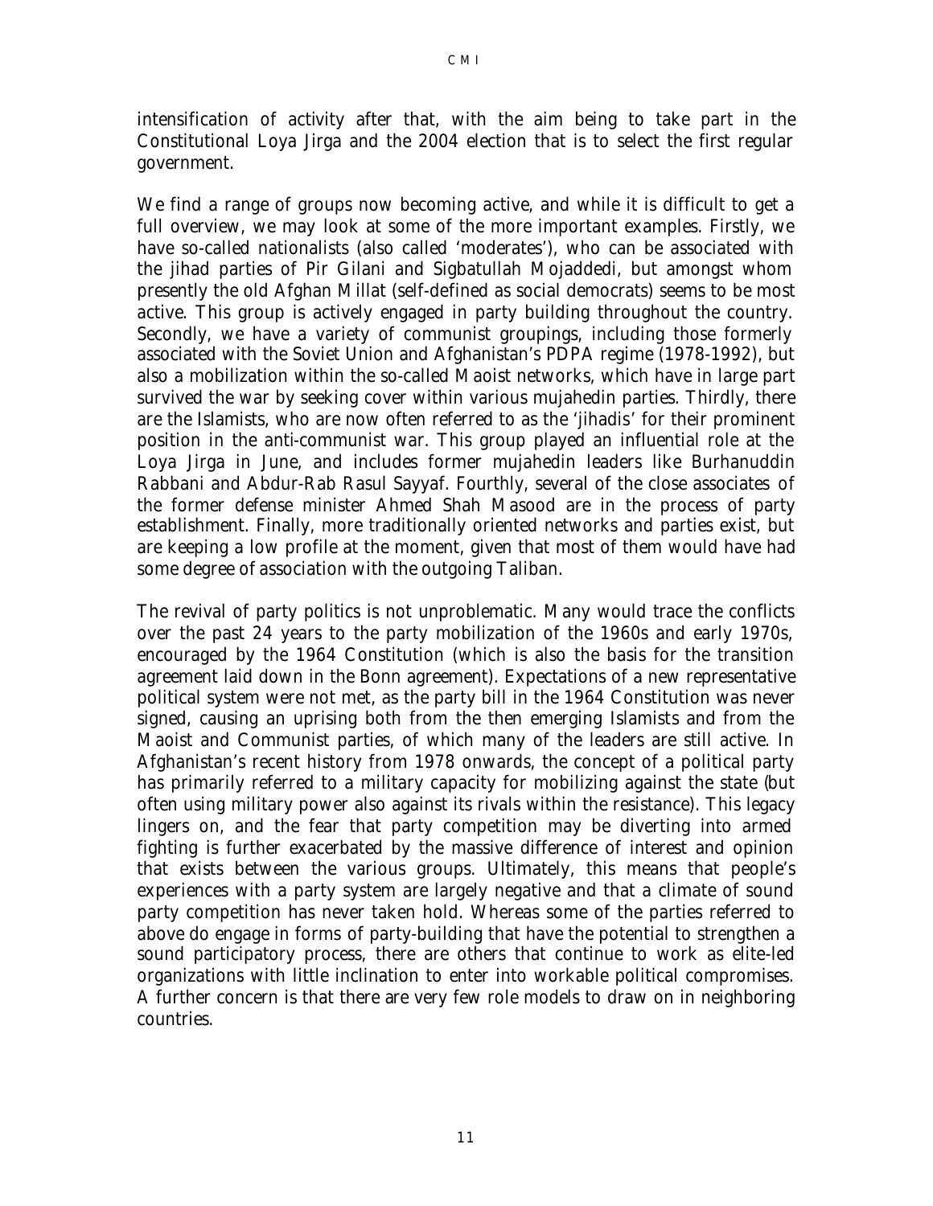intensification of activity after that, with the aim being to take part in the Constitutional Loya Jirga and the 2004 election that is to select the first regular government.

We find a range of groups now becoming active, and while it is difficult to get a full overview, we may look at some of the more important examples. Firstly, we have so-called nationalists (also called 'moderates'), who can be associated with the jihad parties of Pir Gilani and Sigbatullah Mojaddedi, but amongst whom presently the old Afghan Millat (self-defined as social democrats) seems to be most active. This group is actively engaged in party building throughout the country. Secondly, we have a variety of communist groupings, including those formerly associated with the Soviet Union and Afghanistan's PDPA regime (1978-1992), but also a mobilization within the so-called Maoist networks, which have in large part survived the war by seeking cover within various mujahedin parties. Thirdly, there are the Islamists, who are now often referred to as the 'jihadis' for their prominent position in the anti-communist war. This group played an influential role at the Loya Jirga in June, and includes former mujahedin leaders like Burhanuddin Rabbani and Abdur-Rab Rasul Sayyaf. Fourthly, several of the close associates of the former defense minister Ahmed Shah Masood are in the process of party establishment. Finally, more traditionally oriented networks and parties exist, but are keeping a low profile at the moment, given that most of them would have had some degree of association with the outgoing Taliban.

The revival of party politics is not unproblematic. Many would trace the conflicts over the past 24 years to the party mobilization of the 1960s and early 1970s, encouraged by the 1964 Constitution (which is also the basis for the transition agreement laid down in the Bonn agreement). Expectations of a new representative political system were not met, as the party bill in the 1964 Constitution was never signed, causing an uprising both from the then emerging Islamists and from the Maoist and Communist parties, of which many of the leaders are still active. In Afghanistan's recent history from 1978 onwards, the concept of a political party has primarily referred to a military capacity for mobilizing against the state (but often using military power also against its rivals within the resistance). This legacy lingers on, and the fear that party competition may be diverting into armed fighting is further exacerbated by the massive difference of interest and opinion that exists between the various groups. Ultimately, this means that people's experiences with a party system are largely negative and that a climate of sound party competition has never taken hold. Whereas some of the parties referred to above do engage in forms of party-building that have the potential to strengthen a sound participatory process, there are others that continue to work as elite-led organizations with little inclination to enter into workable political compromises. A further concern is that there are very few role models to draw on in neighboring countries.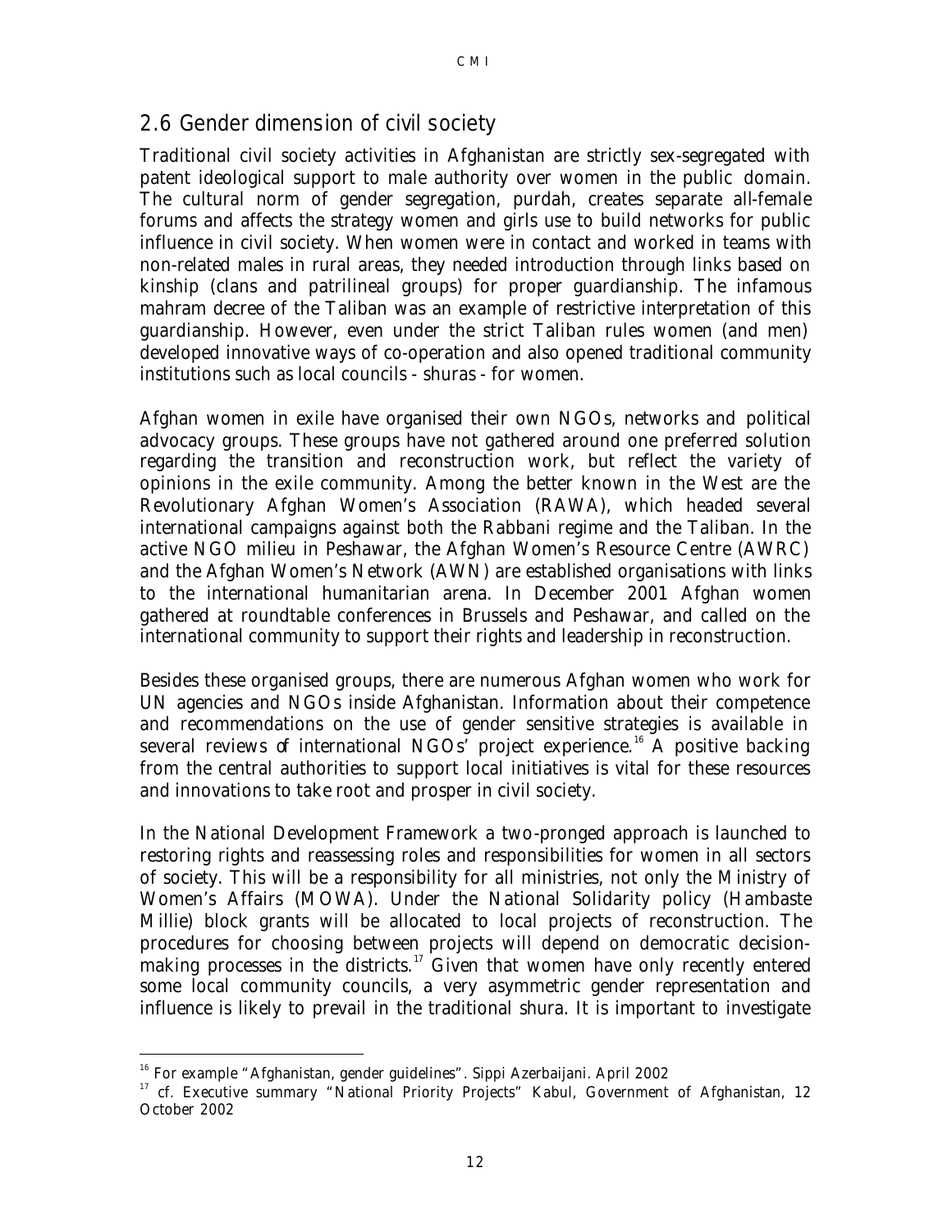## 2.6 Gender dimension of civil society

Traditional civil society activities in Afghanistan are strictly sex-segregated with patent ideological support to male authority over women in the public domain. The cultural norm of gender segregation, purdah, creates separate all-female forums and affects the strategy women and girls use to build networks for public influence in civil society. When women were in contact and worked in teams with non-related males in rural areas, they needed introduction through links based on kinship (clans and patrilineal groups) for proper guardianship. The infamous mahram decree of the Taliban was an example of restrictive interpretation of this guardianship. However, even under the strict Taliban rules women (and men) developed innovative ways of co-operation and also opened traditional community institutions such as local councils - shuras - for women.

Afghan women in exile have organised their own NGOs, networks and political advocacy groups. These groups have not gathered around one preferred solution regarding the transition and reconstruction work, but reflect the variety of opinions in the exile community. Among the better known in the West are the Revolutionary Afghan Women's Association (RAWA), which headed several international campaigns against both the Rabbani regime and the Taliban. In the active NGO milieu in Peshawar, the Afghan Women's Resource Centre (AWRC) and the Afghan Women's Network (AWN) are established organisations with links to the international humanitarian arena. In December 2001 Afghan women gathered at roundtable conferences in Brussels and Peshawar, and called on the international community to support their rights and leadership in reconstruction.

Besides these organised groups, there are numerous Afghan women who work for UN agencies and NGOs inside Afghanistan. Information about their competence and recommendations on the use of gender sensitive strategies is available in several reviews of international NGOs' project experience.[16] A positive backing from the central authorities to support local initiatives is vital for these resources and innovations to take root and prosper in civil society.

In the National Development Framework a two-pronged approach is launched to restoring rights and reassessing roles and responsibilities for women in all sectors of society. This will be a responsibility for all ministries, not only the Ministry of Women's Affairs (MOWA). Under the National Solidarity policy (Hambaste Millie) block grants will be allocated to local projects of reconstruction. The procedures for choosing between projects will depend on democratic decision-making processes in the districts.[17] Given that women have only recently entered some local community councils, a very asymmetric gender representation and influence is likely to prevail in the traditional shura. It is important to investigate

[16] For example "Afghanistan, gender guidelines". Sippi Azerbaijani. April 2002

[17] cf. Executive summary "National Priority Projects" Kabul, Government of Afghanistan, 12 October 2002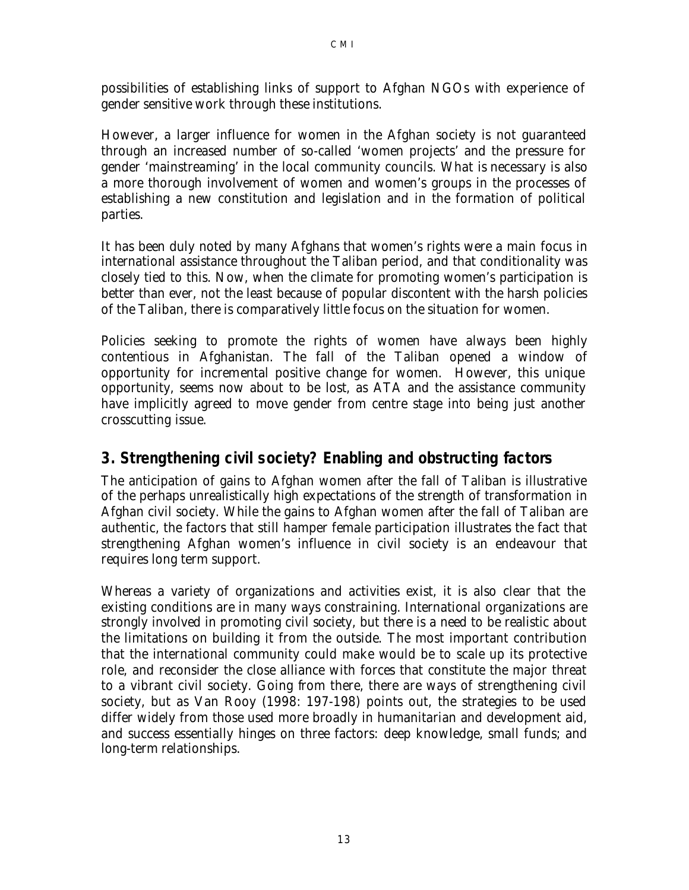possibilities of establishing links of support to Afghan NGOs with experience of gender sensitive work through these institutions.

However, a larger influence for women in the Afghan society is not guaranteed through an increased number of so-called 'women projects' and the pressure for gender 'mainstreaming' in the local community councils. What is necessary is also a more thorough involvement of women and women's groups in the processes of establishing a new constitution and legislation and in the formation of political parties.

It has been duly noted by many Afghans that women's rights were a main focus in international assistance throughout the Taliban period, and that conditionality was closely tied to this. Now, when the climate for promoting women's participation is better than ever, not the least because of popular discontent with the harsh policies of the Taliban, there is comparatively little focus on the situation for women.

Policies seeking to promote the rights of women have always been highly contentious in Afghanistan. The fall of the Taliban opened a window of opportunity for incremental positive change for women. However, this unique opportunity, seems now about to be lost, as ATA and the assistance community have implicitly agreed to move gender from centre stage into being just another crosscutting issue.

## 3. Strengthening civil society? Enabling and obstructing factors

The anticipation of gains to Afghan women after the fall of Taliban is illustrative of the perhaps unrealistically high expectations of the strength of transformation in Afghan civil society. While the gains to Afghan women after the fall of Taliban are authentic, the factors that still hamper female participation illustrates the fact that strengthening Afghan women's influence in civil society is an endeavour that requires long term support.

Whereas a variety of organizations and activities exist, it is also clear that the existing conditions are in many ways constraining. International organizations are strongly involved in promoting civil society, but there is a need to be realistic about the limitations on building it from the outside. The most important contribution that the international community could make would be to scale up its protective role, and reconsider the close alliance with forces that constitute the major threat to a vibrant civil society. Going from there, there are ways of strengthening civil society, but as Van Rooy (1998: 197-198) points out, the strategies to be used differ widely from those used more broadly in humanitarian and development aid, and success essentially hinges on three factors: deep knowledge, small funds; and long-term relationships.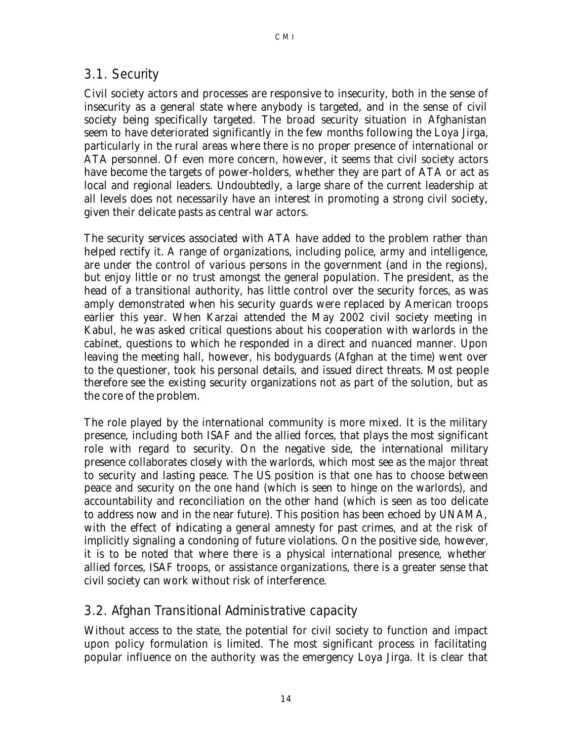## 3.1. Security

Civil society actors and processes are responsive to insecurity, both in the sense of insecurity as a general state where anybody is targeted, and in the sense of civil society being specifically targeted. The broad security situation in Afghanistan seem to have deteriorated significantly in the few months following the Loya Jirga, particularly in the rural areas where there is no proper presence of international or ATA personnel. Of even more concern, however, it seems that civil society actors have become the targets of power-holders, whether they are part of ATA or act as local and regional leaders. Undoubtedly, a large share of the current leadership at all levels does not necessarily have an interest in promoting a strong civil society, given their delicate pasts as central war actors.

The security services associated with ATA have added to the problem rather than helped rectify it. A range of organizations, including police, army and intelligence, are under the control of various persons in the government (and in the regions), but enjoy little or no trust amongst the general population. The president, as the head of a transitional authority, has little control over the security forces, as was amply demonstrated when his security guards were replaced by American troops earlier this year. When Karzai attended the May 2002 civil society meeting in Kabul, he was asked critical questions about his cooperation with warlords in the cabinet, questions to which he responded in a direct and nuanced manner. Upon leaving the meeting hall, however, his bodyguards (Afghan at the time) went over to the questioner, took his personal details, and issued direct threats. Most people therefore see the existing security organizations not as part of the solution, but as the core of the problem.

The role played by the international community is more mixed. It is the military presence, including both ISAF and the allied forces, that plays the most significant role with regard to security. On the negative side, the international military presence collaborates closely with the warlords, which most see as the major threat to security and lasting peace. The US position is that one has to choose between peace and security on the one hand (which is seen to hinge on the warlords), and accountability and reconciliation on the other hand (which is seen as too delicate to address now and in the near future). This position has been echoed by UNAMA, with the effect of indicating a general amnesty for past crimes, and at the risk of implicitly signaling a condoning of future violations. On the positive side, however, it is to be noted that where there is a physical international presence, whether allied forces, ISAF troops, or assistance organizations, there is a greater sense that civil society can work without risk of interference.

## 3.2. Afghan Transitional Administrative capacity

Without access to the state, the potential for civil society to function and impact upon policy formulation is limited. The most significant process in facilitating popular influence on the authority was the emergency Loya Jirga. It is clear that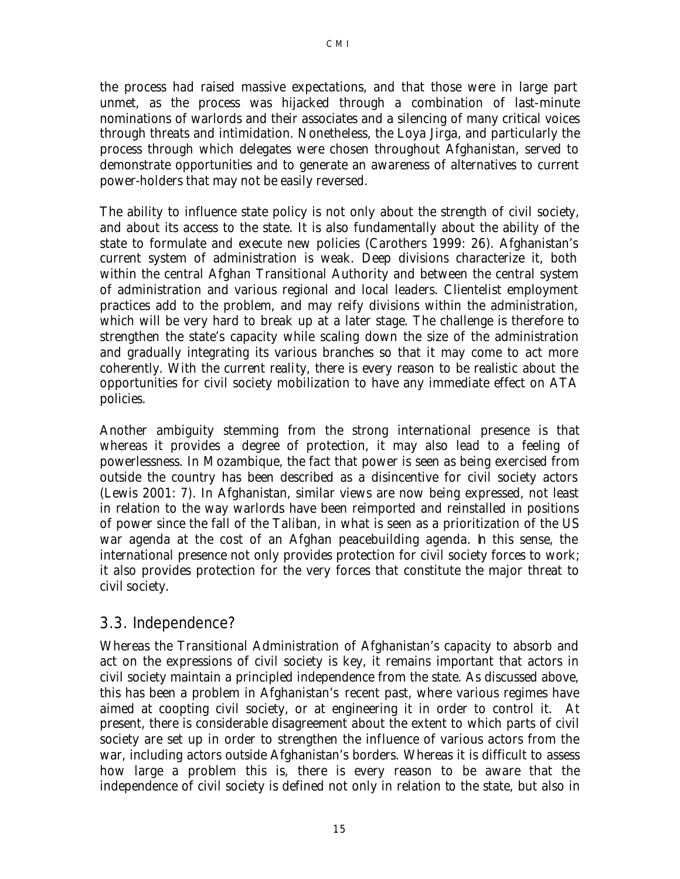the process had raised massive expectations, and that those were in large part unmet, as the process was hijacked through a combination of last-minute nominations of warlords and their associates and a silencing of many critical voices through threats and intimidation. Nonetheless, the Loya Jirga, and particularly the process through which delegates were chosen throughout Afghanistan, served to demonstrate opportunities and to generate an awareness of alternatives to current power-holders that may not be easily reversed.

The ability to influence state policy is not only about the strength of civil society, and about its access to the state. It is also fundamentally about the ability of the state to formulate and execute new policies (Carothers 1999: 26). Afghanistan's current system of administration is weak. Deep divisions characterize it, both within the central Afghan Transitional Authority and between the central system of administration and various regional and local leaders. Clientelist employment practices add to the problem, and may reify divisions within the administration, which will be very hard to break up at a later stage. The challenge is therefore to strengthen the state's capacity while scaling down the size of the administration and gradually integrating its various branches so that it may come to act more coherently. With the current reality, there is every reason to be realistic about the opportunities for civil society mobilization to have any immediate effect on ATA policies.

Another ambiguity stemming from the strong international presence is that whereas it provides a degree of protection, it may also lead to a feeling of powerlessness. In Mozambique, the fact that power is seen as being exercised from outside the country has been described as a disincentive for civil society actors (Lewis 2001: 7). In Afghanistan, similar views are now being expressed, not least in relation to the way warlords have been reimported and reinstalled in positions of power since the fall of the Taliban, in what is seen as a prioritization of the US war agenda at the cost of an Afghan peacebuilding agenda. In this sense, the international presence not only provides protection for civil society forces to work; it also provides protection for the very forces that constitute the major threat to civil society.

## 3.3. Independence?

Whereas the Transitional Administration of Afghanistan's capacity to absorb and act on the expressions of civil society is key, it remains important that actors in civil society maintain a principled independence from the state. As discussed above, this has been a problem in Afghanistan's recent past, where various regimes have aimed at coopting civil society, or at engineering it in order to control it. At present, there is considerable disagreement about the extent to which parts of civil society are set up in order to strengthen the influence of various actors from the war, including actors outside Afghanistan's borders. Whereas it is difficult to assess how large a problem this is, there is every reason to be aware that the independence of civil society is defined not only in relation to the state, but also in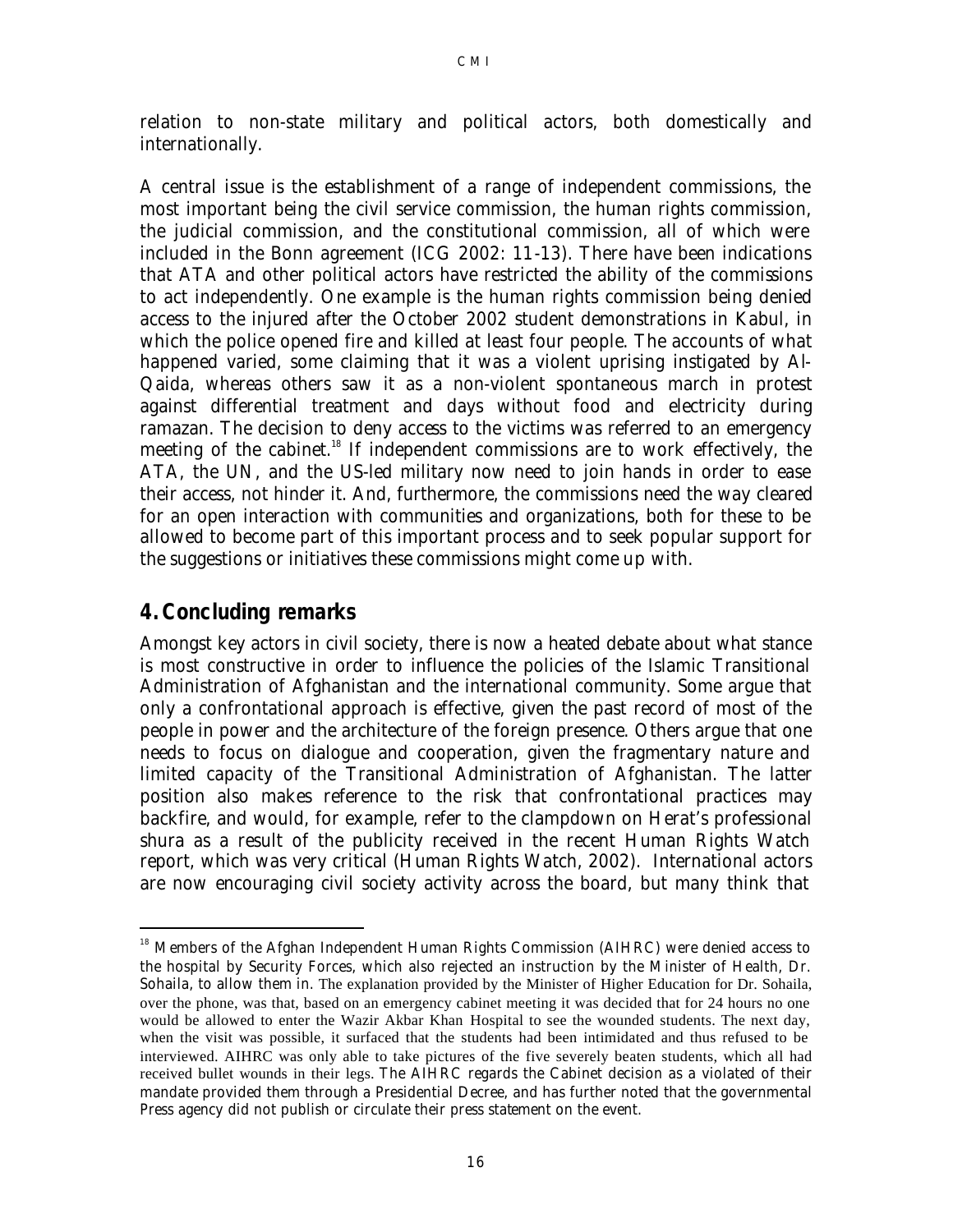relation to non-state military and political actors, both domestically and internationally.

A central issue is the establishment of a range of independent commissions, the most important being the civil service commission, the human rights commission, the judicial commission, and the constitutional commission, all of which were included in the Bonn agreement (ICG 2002: 11-13). There have been indications that ATA and other political actors have restricted the ability of the commissions to act independently. One example is the human rights commission being denied access to the injured after the October 2002 student demonstrations in Kabul, in which the police opened fire and killed at least four people. The accounts of what happened varied, some claiming that it was a violent uprising instigated by Al-Qaida, whereas others saw it as a non-violent spontaneous march in protest against differential treatment and days without food and electricity during ramazan. The decision to deny access to the victims was referred to an emergency meeting of the cabinet.[18] If independent commissions are to work effectively, the ATA, the UN, and the US-led military now need to join hands in order to ease their access, not hinder it. And, furthermore, the commissions need the way cleared for an open interaction with communities and organizations, both for these to be allowed to become part of this important process and to seek popular support for the suggestions or initiatives these commissions might come up with.

## 4. Concluding remarks

Amongst key actors in civil society, there is now a heated debate about what stance is most constructive in order to influence the policies of the Islamic Transitional Administration of Afghanistan and the international community. Some argue that only a confrontational approach is effective, given the past record of most of the people in power and the architecture of the foreign presence. Others argue that one needs to focus on dialogue and cooperation, given the fragmentary nature and limited capacity of the Transitional Administration of Afghanistan. The latter position also makes reference to the risk that confrontational practices may backfire, and would, for example, refer to the clampdown on Herat's professional shura as a result of the publicity received in the recent Human Rights Watch report, which was very critical (Human Rights Watch, 2002). International actors are now encouraging civil society activity across the board, but many think that

---

[18] Members of the Afghan Independent Human Rights Commission (AIHRC) were denied access to the hospital by Security Forces, which also rejected an instruction by the Minister of Health, Dr. Sohaila, to allow them in. The explanation provided by the Minister of Higher Education for Dr. Sohaila, over the phone, was that, based on an emergency cabinet meeting it was decided that for 24 hours no one would be allowed to enter the Wazir Akbar Khan Hospital to see the wounded students. The next day, when the visit was possible, it surfaced that the students had been intimidated and thus refused to be interviewed. AIHRC was only able to take pictures of the five severely beaten students, which all had received bullet wounds in their legs. The AIHRC regards the Cabinet decision as a violated of their mandate provided them through a Presidential Decree, and has further noted that the governmental Press agency did not publish or circulate their press statement on the event.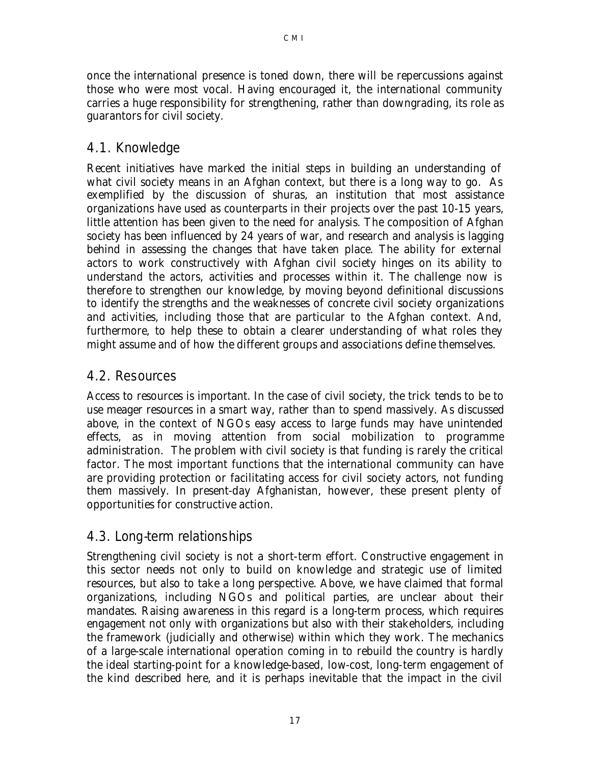once the international presence is toned down, there will be repercussions against those who were most vocal. Having encouraged it, the international community carries a huge responsibility for strengthening, rather than downgrading, its role as guarantors for civil society.

## 4.1. Knowledge

Recent initiatives have marked the initial steps in building an understanding of what civil society means in an Afghan context, but there is a long way to go. As exemplified by the discussion of shuras, an institution that most assistance organizations have used as counterparts in their projects over the past 10-15 years, little attention has been given to the need for analysis. The composition of Afghan society has been influenced by 24 years of war, and research and analysis is lagging behind in assessing the changes that have taken place. The ability for external actors to work constructively with Afghan civil society hinges on its ability to understand the actors, activities and processes within it. The challenge now is therefore to strengthen our knowledge, by moving beyond definitional discussions to identify the strengths and the weaknesses of concrete civil society organizations and activities, including those that are particular to the Afghan context. And, furthermore, to help these to obtain a clearer understanding of what roles they might assume and of how the different groups and associations define themselves.

## 4.2. Resources

Access to resources is important. In the case of civil society, the trick tends to be to use meager resources in a smart way, rather than to spend massively. As discussed above, in the context of NGOs easy access to large funds may have unintended effects, as in moving attention from social mobilization to programme administration. The problem with civil society is that funding is rarely the critical factor. The most important functions that the international community can have are providing protection or facilitating access for civil society actors, not funding them massively. In present-day Afghanistan, however, these present plenty of opportunities for constructive action.

## 4.3. Long-term relationships

Strengthening civil society is not a short-term effort. Constructive engagement in this sector needs not only to build on knowledge and strategic use of limited resources, but also to take a long perspective. Above, we have claimed that formal organizations, including NGOs and political parties, are unclear about their mandates. Raising awareness in this regard is a long-term process, which requires engagement not only with organizations but also with their stakeholders, including the framework (judicially and otherwise) within which they work. The mechanics of a large-scale international operation coming in to rebuild the country is hardly the ideal starting-point for a knowledge-based, low-cost, long-term engagement of the kind described here, and it is perhaps inevitable that the impact in the civil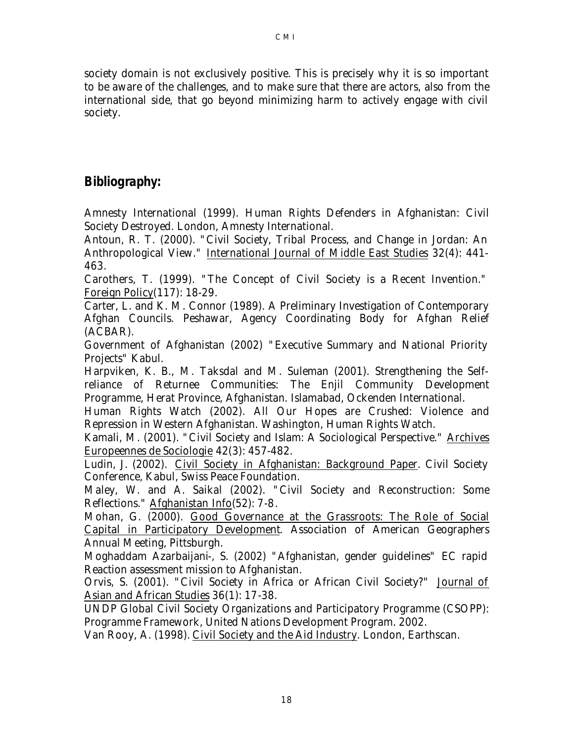society domain is not exclusively positive. This is precisely why it is so important to be aware of the challenges, and to make sure that there are actors, also from the international side, that go beyond minimizing harm to actively engage with civil society.

## Bibliography:

Amnesty International (1999). Human Rights Defenders in Afghanistan: Civil Society Destroyed. London, Amnesty International.

Antoun, R. T. (2000). "Civil Society, Tribal Process, and Change in Jordan: An Anthropological View." International Journal of Middle East Studies 32(4): 441-463.

Carothers, T. (1999). "The Concept of Civil Society is a Recent Invention." Foreign Policy(117): 18-29.

Carter, L. and K. M. Connor (1989). A Preliminary Investigation of Contemporary Afghan Councils. Peshawar, Agency Coordinating Body for Afghan Relief (ACBAR).

Government of Afghanistan (2002) "Executive Summary and National Priority Projects" Kabul.

Harpviken, K. B., M. Taksdal and M. Suleman (2001). Strengthening the Self-reliance of Returnee Communities: The Enjil Community Development Programme, Herat Province, Afghanistan. Islamabad, Ockenden International.

Human Rights Watch (2002). All Our Hopes are Crushed: Violence and Repression in Western Afghanistan. Washington, Human Rights Watch.

Kamali, M. (2001). "Civil Society and Islam: A Sociological Perspective." Archives Europeennes de Sociologie 42(3): 457-482.

Ludin, J. (2002). Civil Society in Afghanistan: Background Paper. Civil Society Conference, Kabul, Swiss Peace Foundation.

Maley, W. and A. Saikal (2002). "Civil Society and Reconstruction: Some Reflections." Afghanistan Info(52): 7-8.

Mohan, G. (2000). Good Governance at the Grassroots: The Role of Social Capital in Participatory Development. Association of American Geographers Annual Meeting, Pittsburgh.

Moghaddam Azarbaijani-, S. (2002) "Afghanistan, gender guidelines" EC rapid Reaction assessment mission to Afghanistan.

Orvis, S. (2001). "Civil Society in Africa or African Civil Society?" Journal of Asian and African Studies 36(1): 17-38.

UNDP Global Civil Society Organizations and Participatory Programme (CSOPP): Programme Framework, United Nations Development Program. 2002.

Van Rooy, A. (1998). Civil Society and the Aid Industry. London, Earthscan.